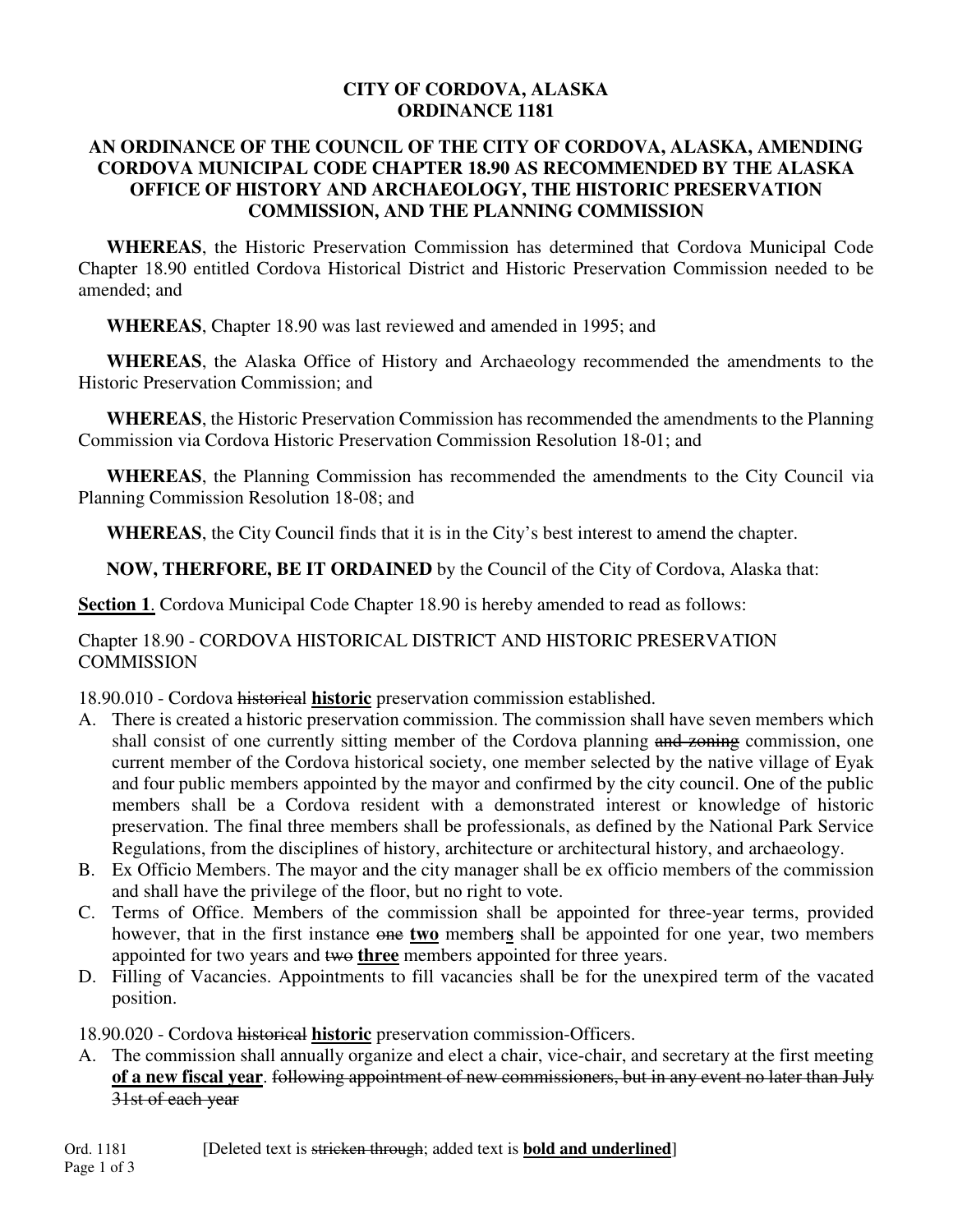# CITY OF CORDOVA, ALASKA
# ORDINANCE 1181

## AN ORDINANCE OF THE COUNCIL OF THE CITY OF CORDOVA, ALASKA, AMENDING CORDOVA MUNICIPAL CODE CHAPTER 18.90 AS RECOMMENDED BY THE ALASKA OFFICE OF HISTORY AND ARCHAEOLOGY, THE HISTORIC PRESERVATION COMMISSION, AND THE PLANNING COMMISSION

**WHEREAS**, the Historic Preservation Commission has determined that Cordova Municipal Code Chapter 18.90 entitled Cordova Historical District and Historic Preservation Commission needed to be amended; and

**WHEREAS**, Chapter 18.90 was last reviewed and amended in 1995; and

**WHEREAS**, the Alaska Office of History and Archaeology recommended the amendments to the Historic Preservation Commission; and

**WHEREAS**, the Historic Preservation Commission has recommended the amendments to the Planning Commission via Cordova Historic Preservation Commission Resolution 18-01; and

**WHEREAS**, the Planning Commission has recommended the amendments to the City Council via Planning Commission Resolution 18-08; and

**WHEREAS**, the City Council finds that it is in the City's best interest to amend the chapter.

**NOW, THERFORE, BE IT ORDAINED** by the Council of the City of Cordova, Alaska that:

**<u>Section 1</u>**. Cordova Municipal Code Chapter 18.90 is hereby amended to read as follows:

Chapter 18.90 - CORDOVA HISTORICAL DISTRICT AND HISTORIC PRESERVATION COMMISSION

18.90.010 - Cordova ~~historical~~ **<u>historic</u>** preservation commission established.

A. There is created a historic preservation commission. The commission shall have seven members which shall consist of one currently sitting member of the Cordova planning ~~and zoning~~ commission, one current member of the Cordova historical society, one member selected by the native village of Eyak and four public members appointed by the mayor and confirmed by the city council. One of the public members shall be a Cordova resident with a demonstrated interest or knowledge of historic preservation. The final three members shall be professionals, as defined by the National Park Service Regulations, from the disciplines of history, architecture or architectural history, and archaeology.
B. Ex Officio Members. The mayor and the city manager shall be ex officio members of the commission and shall have the privilege of the floor, but no right to vote.
C. Terms of Office. Members of the commission shall be appointed for three-year terms, provided however, that in the first instance ~~one~~ **<u>two</u>** member**<u>s</u>** shall be appointed for one year, two members appointed for two years and ~~two~~ **<u>three</u>** members appointed for three years.
D. Filling of Vacancies. Appointments to fill vacancies shall be for the unexpired term of the vacated position.

18.90.020 - Cordova ~~historical~~ **<u>historic</u>** preservation commission-Officers.

A. The commission shall annually organize and elect a chair, vice-chair, and secretary at the first meeting **<u>of a new fiscal year</u>**. ~~following appointment of new commissioners, but in any event no later than July 31st of each year~~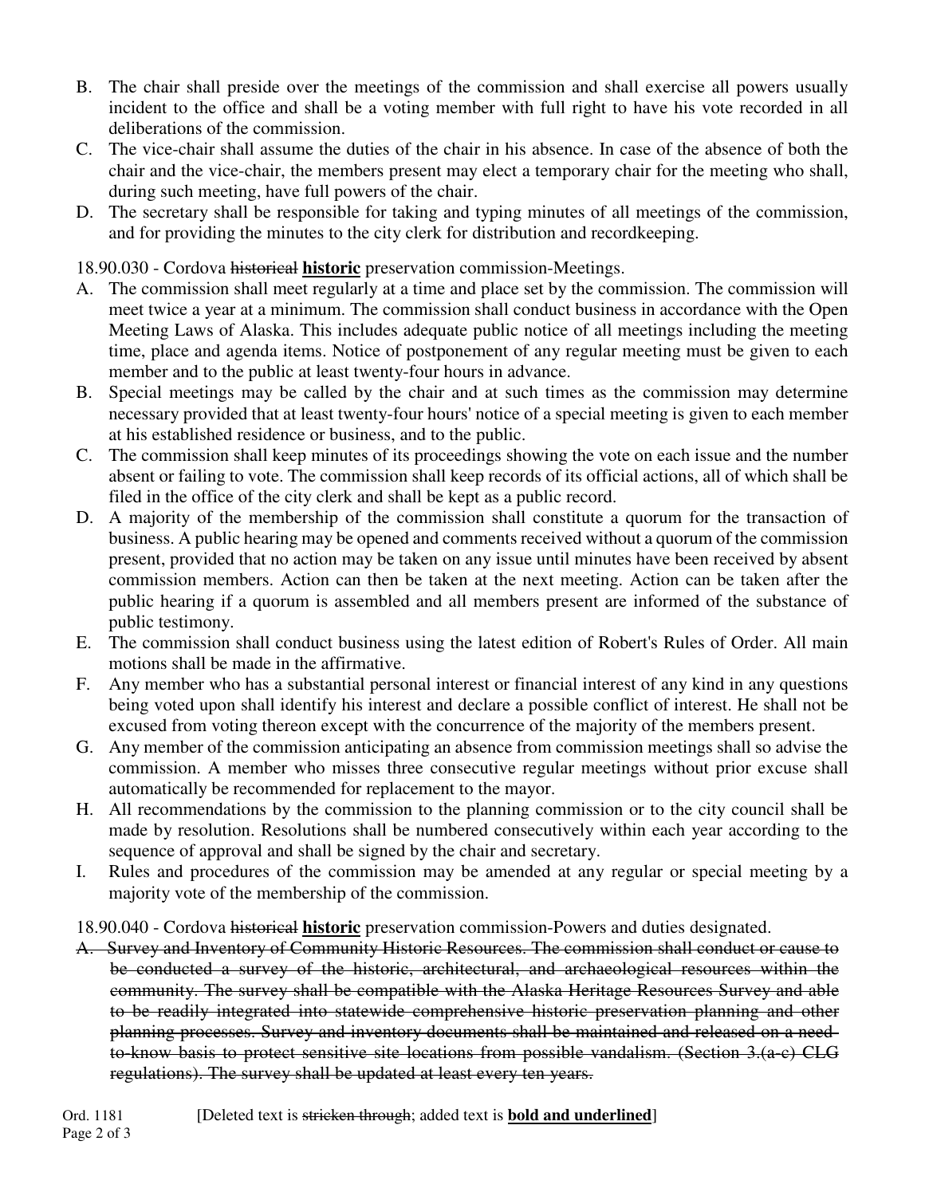B. The chair shall preside over the meetings of the commission and shall exercise all powers usually incident to the office and shall be a voting member with full right to have his vote recorded in all deliberations of the commission.

C. The vice-chair shall assume the duties of the chair in his absence. In case of the absence of both the chair and the vice-chair, the members present may elect a temporary chair for the meeting who shall, during such meeting, have full powers of the chair.

D. The secretary shall be responsible for taking and typing minutes of all meetings of the commission, and for providing the minutes to the city clerk for distribution and recordkeeping.

18.90.030 - Cordova ~~historical~~ **<u>historic</u>** preservation commission-Meetings.

A. The commission shall meet regularly at a time and place set by the commission. The commission will meet twice a year at a minimum. The commission shall conduct business in accordance with the Open Meeting Laws of Alaska. This includes adequate public notice of all meetings including the meeting time, place and agenda items. Notice of postponement of any regular meeting must be given to each member and to the public at least twenty-four hours in advance.

B. Special meetings may be called by the chair and at such times as the commission may determine necessary provided that at least twenty-four hours' notice of a special meeting is given to each member at his established residence or business, and to the public.

C. The commission shall keep minutes of its proceedings showing the vote on each issue and the number absent or failing to vote. The commission shall keep records of its official actions, all of which shall be filed in the office of the city clerk and shall be kept as a public record.

D. A majority of the membership of the commission shall constitute a quorum for the transaction of business. A public hearing may be opened and comments received without a quorum of the commission present, provided that no action may be taken on any issue until minutes have been received by absent commission members. Action can then be taken at the next meeting. Action can be taken after the public hearing if a quorum is assembled and all members present are informed of the substance of public testimony.

E. The commission shall conduct business using the latest edition of Robert's Rules of Order. All main motions shall be made in the affirmative.

F. Any member who has a substantial personal interest or financial interest of any kind in any questions being voted upon shall identify his interest and declare a possible conflict of interest. He shall not be excused from voting thereon except with the concurrence of the majority of the members present.

G. Any member of the commission anticipating an absence from commission meetings shall so advise the commission. A member who misses three consecutive regular meetings without prior excuse shall automatically be recommended for replacement to the mayor.

H. All recommendations by the commission to the planning commission or to the city council shall be made by resolution. Resolutions shall be numbered consecutively within each year according to the sequence of approval and shall be signed by the chair and secretary.

I. Rules and procedures of the commission may be amended at any regular or special meeting by a majority vote of the membership of the commission.

18.90.040 - Cordova ~~historical~~ **<u>historic</u>** preservation commission-Powers and duties designated.

~~A. Survey and Inventory of Community Historic Resources. The commission shall conduct or cause to be conducted a survey of the historic, architectural, and archaeological resources within the community. The survey shall be compatible with the Alaska Heritage Resources Survey and able to be readily integrated into statewide comprehensive historic preservation planning and other planning processes. Survey and inventory documents shall be maintained and released on a need-to-know basis to protect sensitive site locations from possible vandalism. (Section 3.(a-c) CLG regulations). The survey shall be updated at least every ten years.~~

Ord. 1181 [Deleted text is ~~stricken through~~; added text is **<u>bold and underlined</u>**]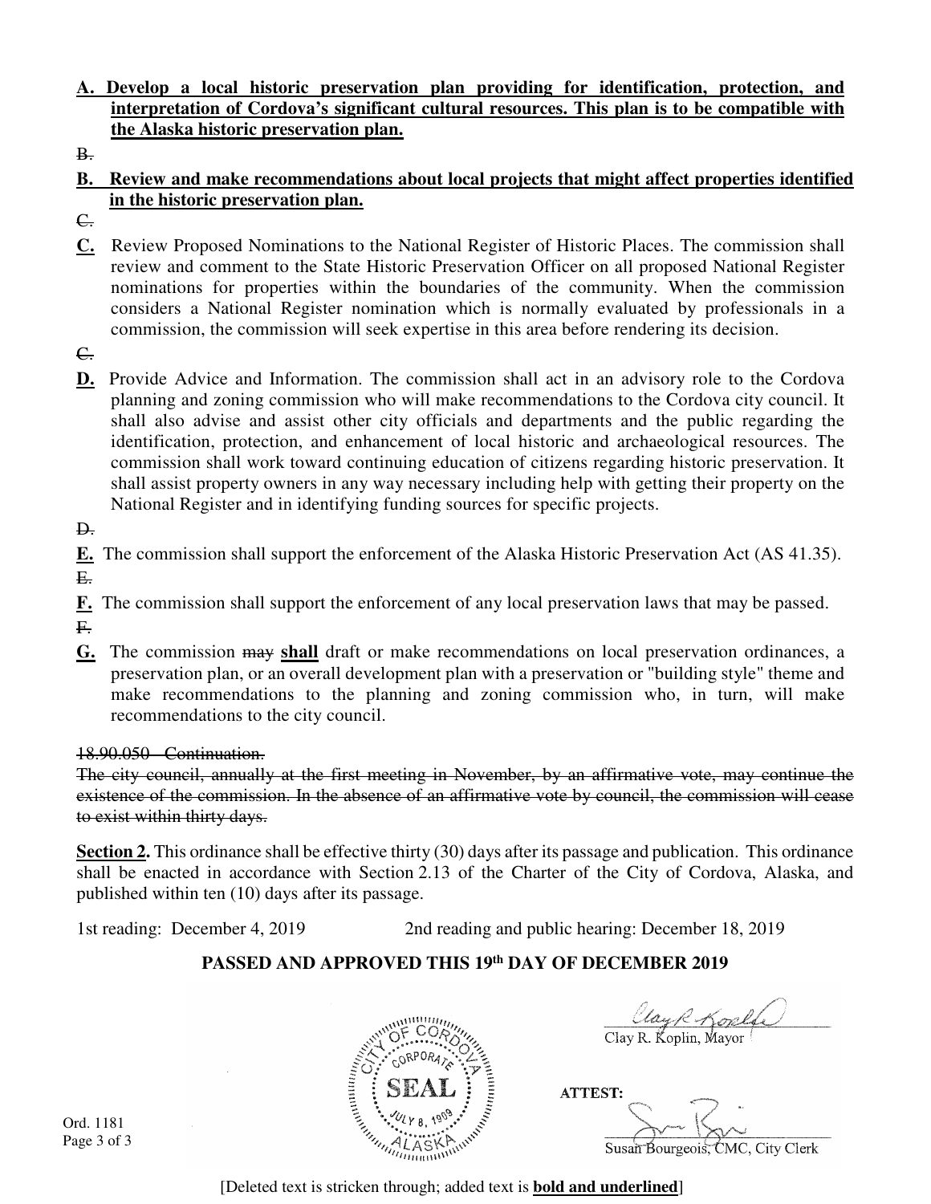**<u>A. Develop a local historic preservation plan providing for identification, protection, and interpretation of Cordova's significant cultural resources. This plan is to be compatible with the Alaska historic preservation plan.</u>**

~~B.~~

**<u>B. Review and make recommendations about local projects that might affect properties identified in the historic preservation plan.</u>**

~~C.~~

**<u>C.</u>** Review Proposed Nominations to the National Register of Historic Places. The commission shall review and comment to the State Historic Preservation Officer on all proposed National Register nominations for properties within the boundaries of the community. When the commission considers a National Register nomination which is normally evaluated by professionals in a commission, the commission will seek expertise in this area before rendering its decision.

~~C.~~

**<u>D.</u>** Provide Advice and Information. The commission shall act in an advisory role to the Cordova planning and zoning commission who will make recommendations to the Cordova city council. It shall also advise and assist other city officials and departments and the public regarding the identification, protection, and enhancement of local historic and archaeological resources. The commission shall work toward continuing education of citizens regarding historic preservation. It shall assist property owners in any way necessary including help with getting their property on the National Register and in identifying funding sources for specific projects.

~~D.~~

**<u>E.</u>** The commission shall support the enforcement of the Alaska Historic Preservation Act (AS 41.35).

~~E.~~

**<u>F.</u>** The commission shall support the enforcement of any local preservation laws that may be passed.

~~F.~~

**<u>G.</u>** The commission ~~may~~ **<u>shall</u>** draft or make recommendations on local preservation ordinances, a preservation plan, or an overall development plan with a preservation or "building style" theme and make recommendations to the planning and zoning commission who, in turn, will make recommendations to the city council.

~~18.90.050 Continuation.~~

~~The city council, annually at the first meeting in November, by an affirmative vote, may continue the existence of the commission. In the absence of an affirmative vote by council, the commission will cease to exist within thirty days.~~

**<u>Section 2</u>.** This ordinance shall be effective thirty (30) days after its passage and publication. This ordinance shall be enacted in accordance with Section 2.13 of the Charter of the City of Cordova, Alaska, and published within ten (10) days after its passage.

1st reading: December 4, 2019 2nd reading and public hearing: December 18, 2019

**PASSED AND APPROVED THIS 19th DAY OF DECEMBER 2019**

CITY OF CORDOVA CORPORATE SEAL JULY 8, 1909 ALASKA

Clay R. Koplin, Mayor

ATTEST:

Susan Bourgeois, CMC, City Clerk

Ord. 1181

[Deleted text is stricken through; added text is **<u>bold and underlined</u>**]